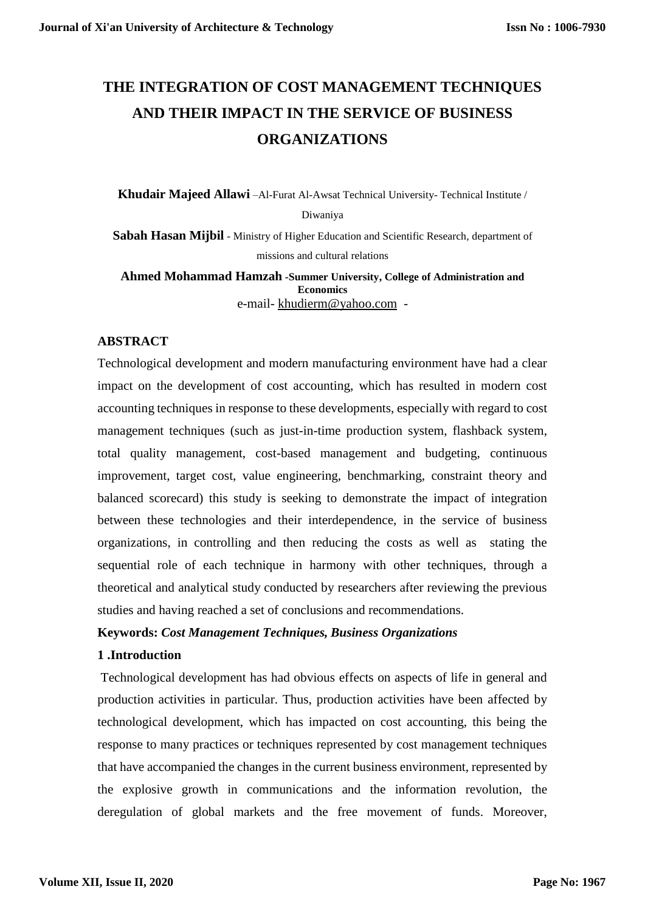# THE INTEGRATION OF COST MANAGEMENT TECHNIQUES AND THEIR IMPACT IN THE SERVICE OF BUSINESS ORGANIZATIONS

**Khudair Majeed Allawi** –Al-Furat Al-Awsat Technical University- Technical Institute / Diwaniya

**Sabah Hasan Mijbil** - Ministry of Higher Education and Scientific Research, department of missions and cultural relations

**Ahmed Mohammad Hamzah** -**Summer University, College of Administration and Economics**

e-mail- khudierm@yahoo.com -

## ABSTRACT

Technological development and modern manufacturing environment have had a clear impact on the development of cost accounting, which has resulted in modern cost accounting techniques in response to these developments, especially with regard to cost management techniques (such as just-in-time production system, flashback system, total quality management, cost-based management and budgeting, continuous improvement, target cost, value engineering, benchmarking, constraint theory and balanced scorecard) this study is seeking to demonstrate the impact of integration between these technologies and their interdependence, in the service of business organizations, in controlling and then reducing the costs as well as stating the sequential role of each technique in harmony with other techniques, through a theoretical and analytical study conducted by researchers after reviewing the previous studies and having reached a set of conclusions and recommendations.

**Keywords:** ***Cost Management Techniques, Business Organizations***

## 1 .Introduction

Technological development has had obvious effects on aspects of life in general and production activities in particular. Thus, production activities have been affected by technological development, which has impacted on cost accounting, this being the response to many practices or techniques represented by cost management techniques that have accompanied the changes in the current business environment, represented by the explosive growth in communications and the information revolution, the deregulation of global markets and the free movement of funds. Moreover,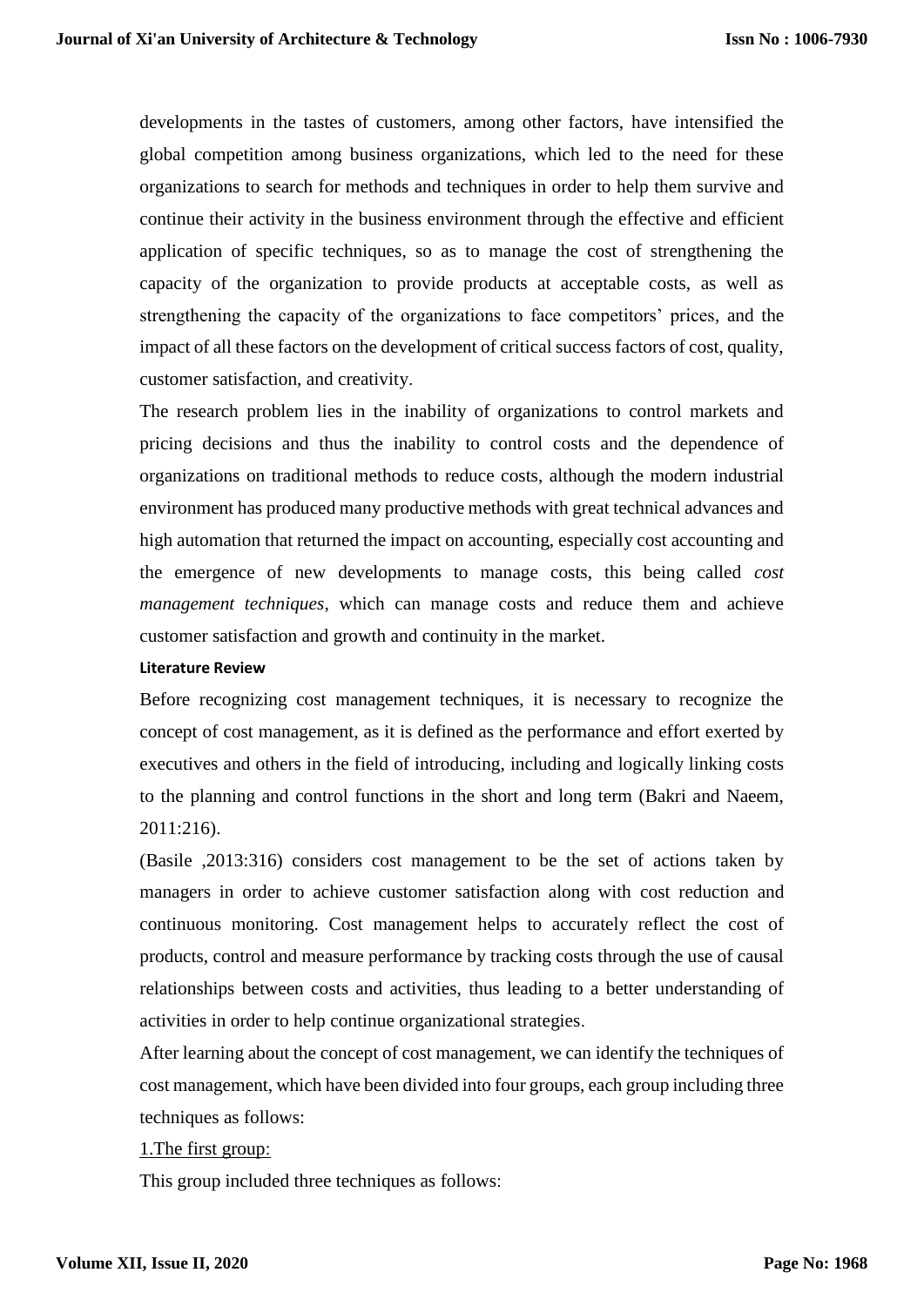developments in the tastes of customers, among other factors, have intensified the global competition among business organizations, which led to the need for these organizations to search for methods and techniques in order to help them survive and continue their activity in the business environment through the effective and efficient application of specific techniques, so as to manage the cost of strengthening the capacity of the organization to provide products at acceptable costs, as well as strengthening the capacity of the organizations to face competitors' prices, and the impact of all these factors on the development of critical success factors of cost, quality, customer satisfaction, and creativity.

The research problem lies in the inability of organizations to control markets and pricing decisions and thus the inability to control costs and the dependence of organizations on traditional methods to reduce costs, although the modern industrial environment has produced many productive methods with great technical advances and high automation that returned the impact on accounting, especially cost accounting and the emergence of new developments to manage costs, this being called *cost management techniques*, which can manage costs and reduce them and achieve customer satisfaction and growth and continuity in the market.

**Literature Review**

Before recognizing cost management techniques, it is necessary to recognize the concept of cost management, as it is defined as the performance and effort exerted by executives and others in the field of introducing, including and logically linking costs to the planning and control functions in the short and long term (Bakri and Naeem, 2011:216).

(Basile ,2013:316) considers cost management to be the set of actions taken by managers in order to achieve customer satisfaction along with cost reduction and continuous monitoring. Cost management helps to accurately reflect the cost of products, control and measure performance by tracking costs through the use of causal relationships between costs and activities, thus leading to a better understanding of activities in order to help continue organizational strategies.

After learning about the concept of cost management, we can identify the techniques of cost management, which have been divided into four groups, each group including three techniques as follows:

1.The first group:

This group included three techniques as follows: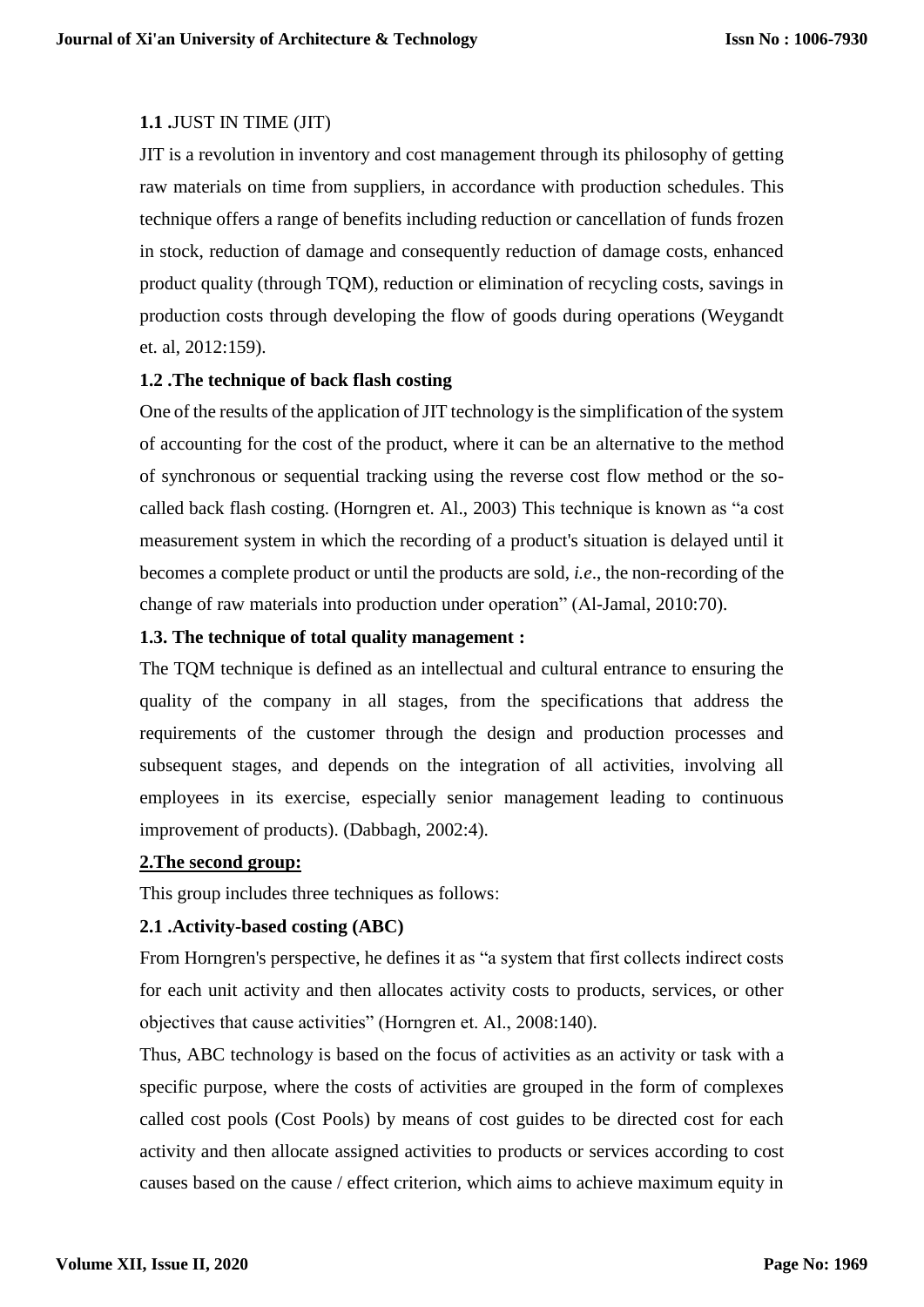### 1.1 .JUST IN TIME (JIT)

JIT is a revolution in inventory and cost management through its philosophy of getting raw materials on time from suppliers, in accordance with production schedules. This technique offers a range of benefits including reduction or cancellation of funds frozen in stock, reduction of damage and consequently reduction of damage costs, enhanced product quality (through TQM), reduction or elimination of recycling costs, savings in production costs through developing the flow of goods during operations (Weygandt et. al, 2012:159).

### 1.2 .The technique of back flash costing

One of the results of the application of JIT technology is the simplification of the system of accounting for the cost of the product, where it can be an alternative to the method of synchronous or sequential tracking using the reverse cost flow method or the so-called back flash costing. (Horngren et. Al., 2003) This technique is known as "a cost measurement system in which the recording of a product's situation is delayed until it becomes a complete product or until the products are sold, *i.e*., the non-recording of the change of raw materials into production under operation" (Al-Jamal, 2010:70).

### 1.3. The technique of total quality management :

The TQM technique is defined as an intellectual and cultural entrance to ensuring the quality of the company in all stages, from the specifications that address the requirements of the customer through the design and production processes and subsequent stages, and depends on the integration of all activities, involving all employees in its exercise, especially senior management leading to continuous improvement of products). (Dabbagh, 2002:4).

## 2.The second group:

This group includes three techniques as follows:

### 2.1 .Activity-based costing (ABC)

From Horngren's perspective, he defines it as "a system that first collects indirect costs for each unit activity and then allocates activity costs to products, services, or other objectives that cause activities" (Horngren et. Al., 2008:140).

Thus, ABC technology is based on the focus of activities as an activity or task with a specific purpose, where the costs of activities are grouped in the form of complexes called cost pools (Cost Pools) by means of cost guides to be directed cost for each activity and then allocate assigned activities to products or services according to cost causes based on the cause / effect criterion, which aims to achieve maximum equity in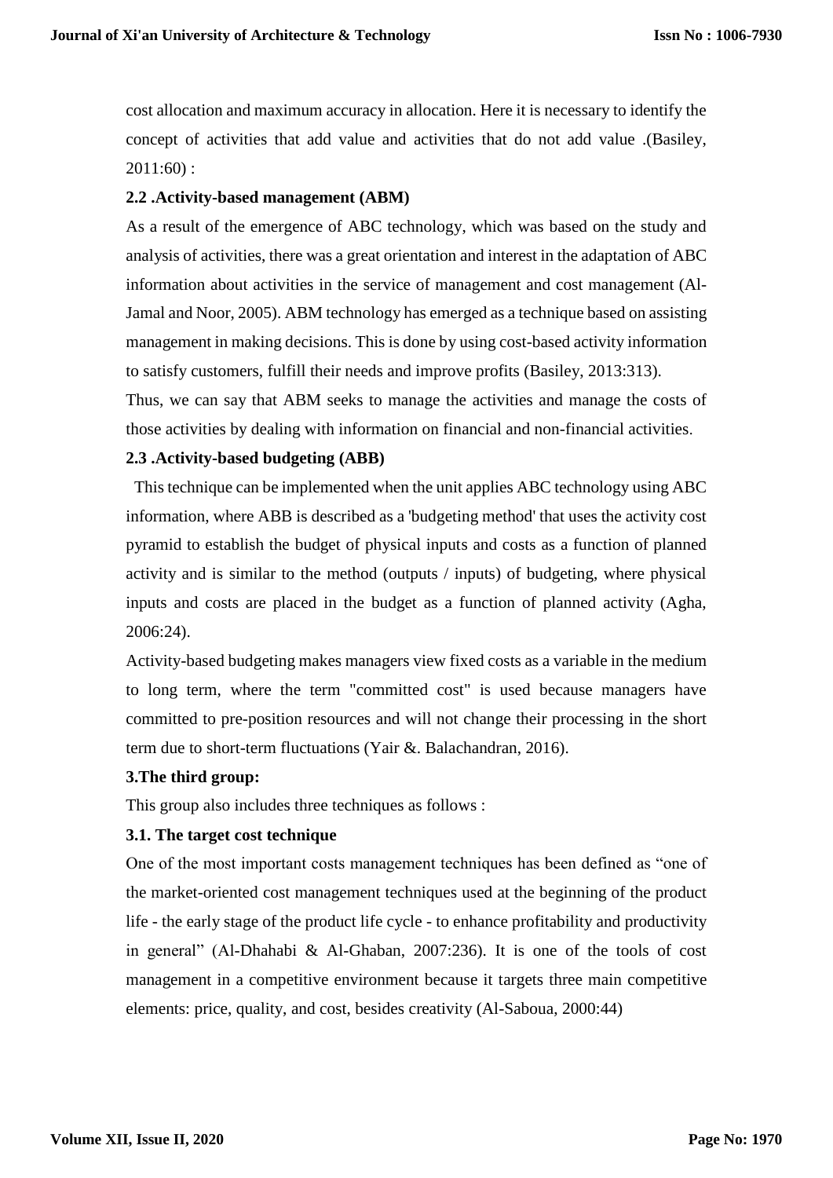cost allocation and maximum accuracy in allocation. Here it is necessary to identify the concept of activities that add value and activities that do not add value .(Basiley, 2011:60) :

### 2.2 .Activity-based management (ABM)

As a result of the emergence of ABC technology, which was based on the study and analysis of activities, there was a great orientation and interest in the adaptation of ABC information about activities in the service of management and cost management (Al-Jamal and Noor, 2005). ABM technology has emerged as a technique based on assisting management in making decisions. This is done by using cost-based activity information to satisfy customers, fulfill their needs and improve profits (Basiley, 2013:313).

Thus, we can say that ABM seeks to manage the activities and manage the costs of those activities by dealing with information on financial and non-financial activities.

### 2.3 .Activity-based budgeting (ABB)

This technique can be implemented when the unit applies ABC technology using ABC information, where ABB is described as a 'budgeting method' that uses the activity cost pyramid to establish the budget of physical inputs and costs as a function of planned activity and is similar to the method (outputs / inputs) of budgeting, where physical inputs and costs are placed in the budget as a function of planned activity (Agha, 2006:24).

Activity-based budgeting makes managers view fixed costs as a variable in the medium to long term, where the term "committed cost" is used because managers have committed to pre-position resources and will not change their processing in the short term due to short-term fluctuations (Yair &. Balachandran, 2016).

## 3.The third group:

This group also includes three techniques as follows :

### 3.1. The target cost technique

One of the most important costs management techniques has been defined as “one of the market-oriented cost management techniques used at the beginning of the product life - the early stage of the product life cycle - to enhance profitability and productivity in general” (Al-Dhahabi & Al-Ghaban, 2007:236). It is one of the tools of cost management in a competitive environment because it targets three main competitive elements: price, quality, and cost, besides creativity (Al-Saboua, 2000:44)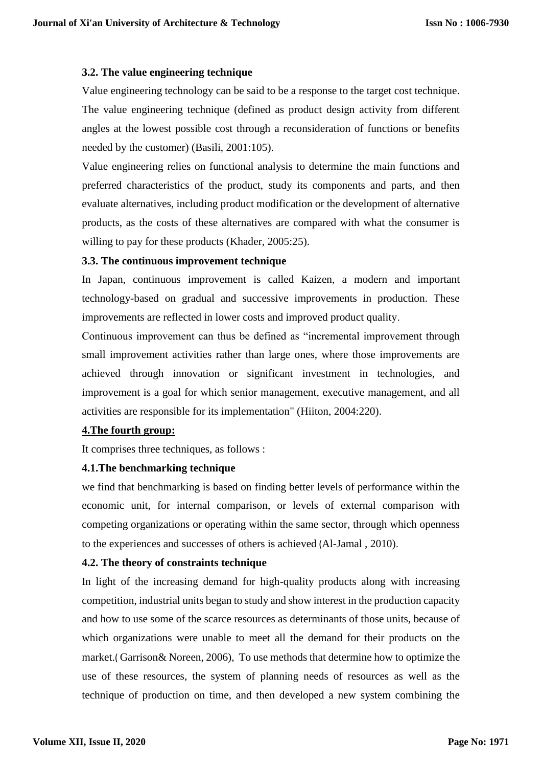### 3.2. The value engineering technique

Value engineering technology can be said to be a response to the target cost technique. The value engineering technique (defined as product design activity from different angles at the lowest possible cost through a reconsideration of functions or benefits needed by the customer) (Basili, 2001:105).

Value engineering relies on functional analysis to determine the main functions and preferred characteristics of the product, study its components and parts, and then evaluate alternatives, including product modification or the development of alternative products, as the costs of these alternatives are compared with what the consumer is willing to pay for these products (Khader, 2005:25).

### 3.3. The continuous improvement technique

In Japan, continuous improvement is called Kaizen, a modern and important technology-based on gradual and successive improvements in production. These improvements are reflected in lower costs and improved product quality.

Continuous improvement can thus be defined as "incremental improvement through small improvement activities rather than large ones, where those improvements are achieved through innovation or significant investment in technologies, and improvement is a goal for which senior management, executive management, and all activities are responsible for its implementation" (Hiiton, 2004:220).

## 4.The fourth group:

It comprises three techniques, as follows :

### 4.1.The benchmarking technique

we find that benchmarking is based on finding better levels of performance within the economic unit, for internal comparison, or levels of external comparison with competing organizations or operating within the same sector, through which openness to the experiences and successes of others is achieved (Al-Jamal , 2010).

### 4.2. The theory of constraints technique

In light of the increasing demand for high-quality products along with increasing competition, industrial units began to study and show interest in the production capacity and how to use some of the scarce resources as determinants of those units, because of which organizations were unable to meet all the demand for their products on the market.( Garrison& Noreen, 2006), To use methods that determine how to optimize the use of these resources, the system of planning needs of resources as well as the technique of production on time, and then developed a new system combining the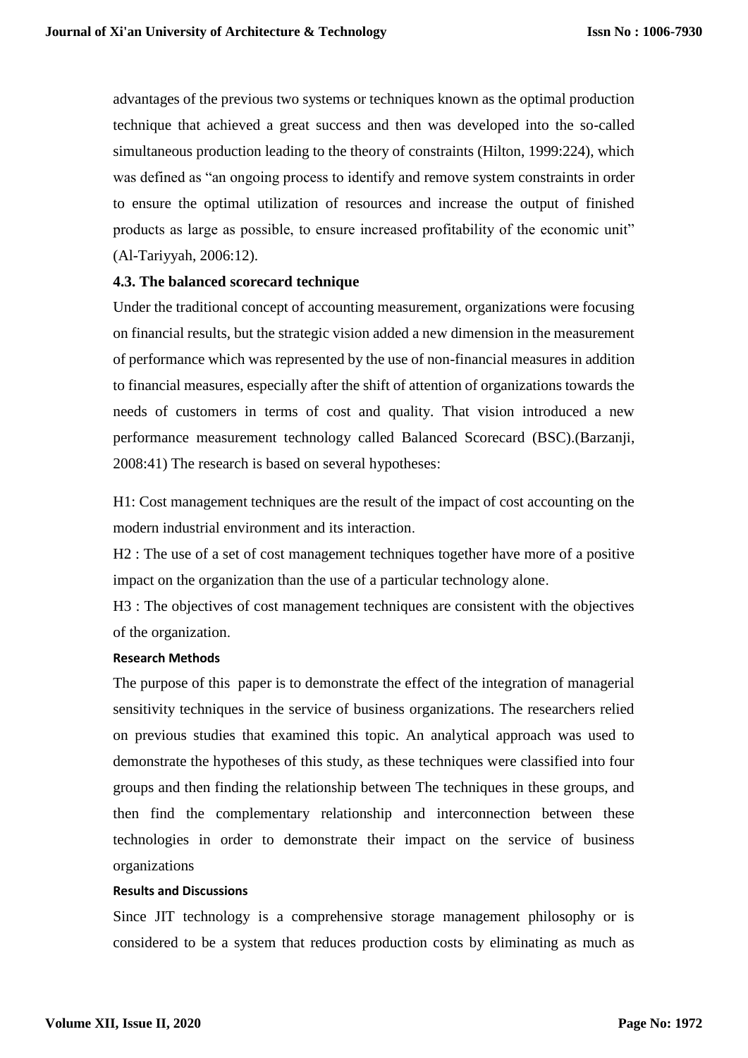advantages of the previous two systems or techniques known as the optimal production technique that achieved a great success and then was developed into the so-called simultaneous production leading to the theory of constraints (Hilton, 1999:224), which was defined as "an ongoing process to identify and remove system constraints in order to ensure the optimal utilization of resources and increase the output of finished products as large as possible, to ensure increased profitability of the economic unit" (Al-Tariyyah, 2006:12).

### 4.3. The balanced scorecard technique

Under the traditional concept of accounting measurement, organizations were focusing on financial results, but the strategic vision added a new dimension in the measurement of performance which was represented by the use of non-financial measures in addition to financial measures, especially after the shift of attention of organizations towards the needs of customers in terms of cost and quality. That vision introduced a new performance measurement technology called Balanced Scorecard (BSC).(Barzanji, 2008:41) The research is based on several hypotheses:

H1: Cost management techniques are the result of the impact of cost accounting on the modern industrial environment and its interaction.

H2 : The use of a set of cost management techniques together have more of a positive impact on the organization than the use of a particular technology alone.

H3 : The objectives of cost management techniques are consistent with the objectives of the organization.

#### Research Methods

The purpose of this paper is to demonstrate the effect of the integration of managerial sensitivity techniques in the service of business organizations. The researchers relied on previous studies that examined this topic. An analytical approach was used to demonstrate the hypotheses of this study, as these techniques were classified into four groups and then finding the relationship between The techniques in these groups, and then find the complementary relationship and interconnection between these technologies in order to demonstrate their impact on the service of business organizations

#### Results and Discussions

Since JIT technology is a comprehensive storage management philosophy or is considered to be a system that reduces production costs by eliminating as much as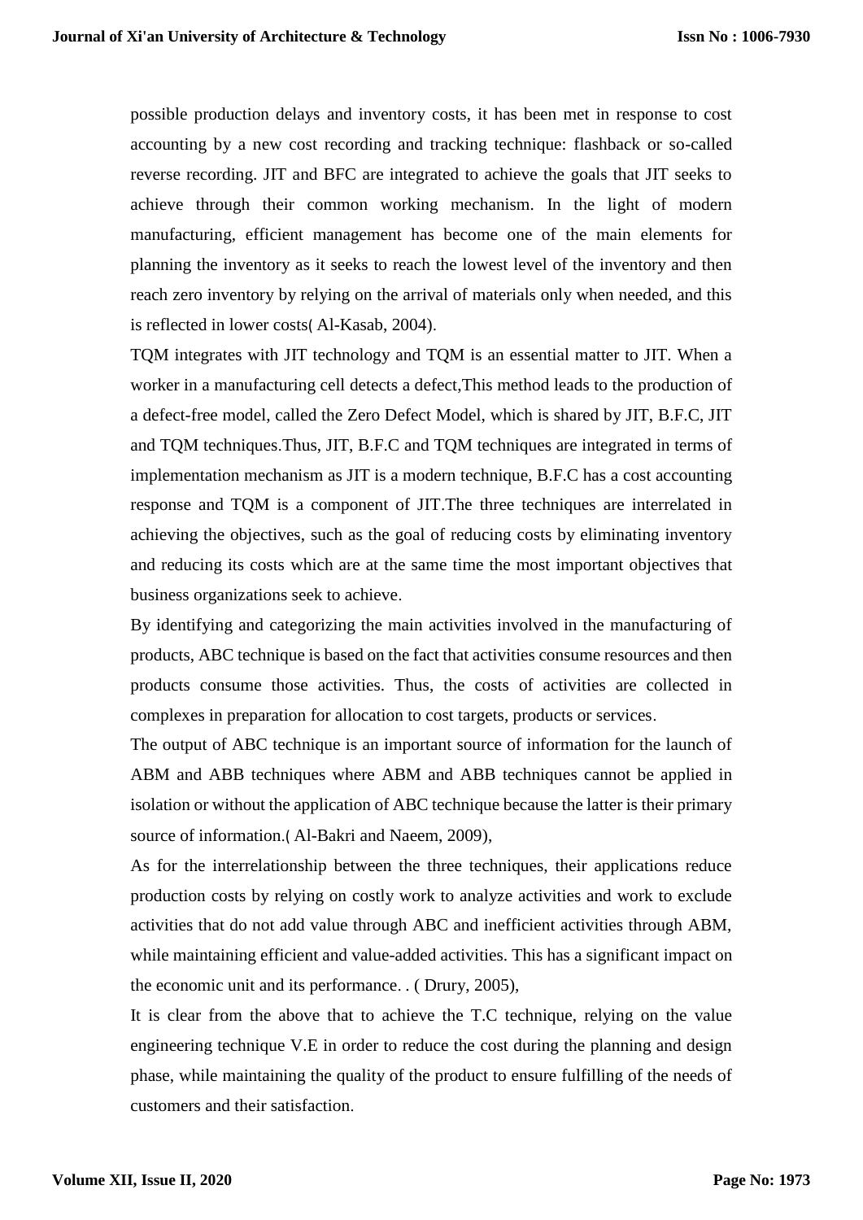possible production delays and inventory costs, it has been met in response to cost accounting by a new cost recording and tracking technique: flashback or so-called reverse recording. JIT and BFC are integrated to achieve the goals that JIT seeks to achieve through their common working mechanism. In the light of modern manufacturing, efficient management has become one of the main elements for planning the inventory as it seeks to reach the lowest level of the inventory and then reach zero inventory by relying on the arrival of materials only when needed, and this is reflected in lower costs( Al-Kasab, 2004).

TQM integrates with JIT technology and TQM is an essential matter to JIT. When a worker in a manufacturing cell detects a defect,This method leads to the production of a defect-free model, called the Zero Defect Model, which is shared by JIT, B.F.C, JIT and TQM techniques.Thus, JIT, B.F.C and TQM techniques are integrated in terms of implementation mechanism as JIT is a modern technique, B.F.C has a cost accounting response and TQM is a component of JIT.The three techniques are interrelated in achieving the objectives, such as the goal of reducing costs by eliminating inventory and reducing its costs which are at the same time the most important objectives that business organizations seek to achieve.

By identifying and categorizing the main activities involved in the manufacturing of products, ABC technique is based on the fact that activities consume resources and then products consume those activities. Thus, the costs of activities are collected in complexes in preparation for allocation to cost targets, products or services.

The output of ABC technique is an important source of information for the launch of ABM and ABB techniques where ABM and ABB techniques cannot be applied in isolation or without the application of ABC technique because the latter is their primary source of information.( Al-Bakri and Naeem, 2009),

As for the interrelationship between the three techniques, their applications reduce production costs by relying on costly work to analyze activities and work to exclude activities that do not add value through ABC and inefficient activities through ABM, while maintaining efficient and value-added activities. This has a significant impact on the economic unit and its performance. . ( Drury, 2005),

It is clear from the above that to achieve the T.C technique, relying on the value engineering technique V.E in order to reduce the cost during the planning and design phase, while maintaining the quality of the product to ensure fulfilling of the needs of customers and their satisfaction.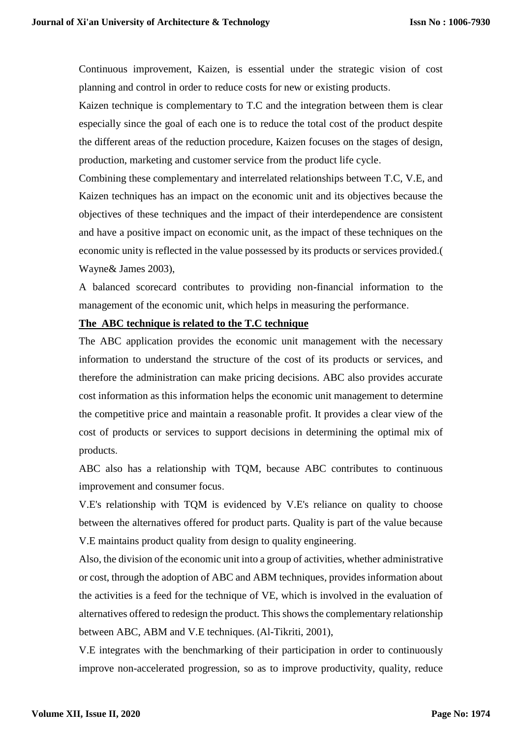Continuous improvement, Kaizen, is essential under the strategic vision of cost planning and control in order to reduce costs for new or existing products.

Kaizen technique is complementary to T.C and the integration between them is clear especially since the goal of each one is to reduce the total cost of the product despite the different areas of the reduction procedure, Kaizen focuses on the stages of design, production, marketing and customer service from the product life cycle.

Combining these complementary and interrelated relationships between T.C, V.E, and Kaizen techniques has an impact on the economic unit and its objectives because the objectives of these techniques and the impact of their interdependence are consistent and have a positive impact on economic unit, as the impact of these techniques on the economic unity is reflected in the value possessed by its products or services provided.( Wayne& James 2003),

A balanced scorecard contributes to providing non-financial information to the management of the economic unit, which helps in measuring the performance.

**The ABC technique is related to the T.C technique**

The ABC application provides the economic unit management with the necessary information to understand the structure of the cost of its products or services, and therefore the administration can make pricing decisions. ABC also provides accurate cost information as this information helps the economic unit management to determine the competitive price and maintain a reasonable profit. It provides a clear view of the cost of products or services to support decisions in determining the optimal mix of products.

ABC also has a relationship with TQM, because ABC contributes to continuous improvement and consumer focus.

V.E's relationship with TQM is evidenced by V.E's reliance on quality to choose between the alternatives offered for product parts. Quality is part of the value because V.E maintains product quality from design to quality engineering.

Also, the division of the economic unit into a group of activities, whether administrative or cost, through the adoption of ABC and ABM techniques, provides information about the activities is a feed for the technique of VE, which is involved in the evaluation of alternatives offered to redesign the product. This shows the complementary relationship between ABC, ABM and V.E techniques. (Al-Tikriti, 2001),

V.E integrates with the benchmarking of their participation in order to continuously improve non-accelerated progression, so as to improve productivity, quality, reduce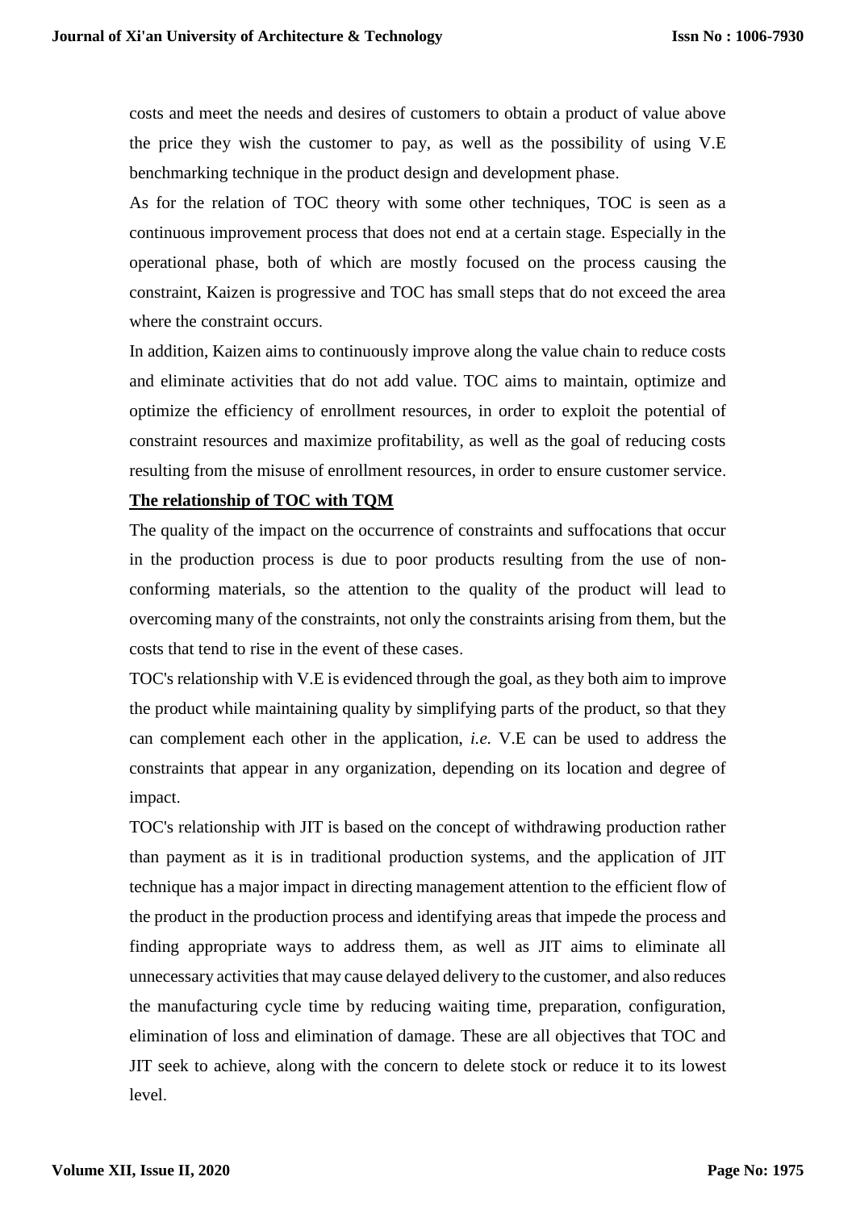costs and meet the needs and desires of customers to obtain a product of value above the price they wish the customer to pay, as well as the possibility of using V.E benchmarking technique in the product design and development phase.

As for the relation of TOC theory with some other techniques, TOC is seen as a continuous improvement process that does not end at a certain stage. Especially in the operational phase, both of which are mostly focused on the process causing the constraint, Kaizen is progressive and TOC has small steps that do not exceed the area where the constraint occurs.

In addition, Kaizen aims to continuously improve along the value chain to reduce costs and eliminate activities that do not add value. TOC aims to maintain, optimize and optimize the efficiency of enrollment resources, in order to exploit the potential of constraint resources and maximize profitability, as well as the goal of reducing costs resulting from the misuse of enrollment resources, in order to ensure customer service.

**The relationship of TOC with TQM**

The quality of the impact on the occurrence of constraints and suffocations that occur in the production process is due to poor products resulting from the use of non-conforming materials, so the attention to the quality of the product will lead to overcoming many of the constraints, not only the constraints arising from them, but the costs that tend to rise in the event of these cases.

TOC's relationship with V.E is evidenced through the goal, as they both aim to improve the product while maintaining quality by simplifying parts of the product, so that they can complement each other in the application, *i.e.* V.E can be used to address the constraints that appear in any organization, depending on its location and degree of impact.

TOC's relationship with JIT is based on the concept of withdrawing production rather than payment as it is in traditional production systems, and the application of JIT technique has a major impact in directing management attention to the efficient flow of the product in the production process and identifying areas that impede the process and finding appropriate ways to address them, as well as JIT aims to eliminate all unnecessary activities that may cause delayed delivery to the customer, and also reduces the manufacturing cycle time by reducing waiting time, preparation, configuration, elimination of loss and elimination of damage. These are all objectives that TOC and JIT seek to achieve, along with the concern to delete stock or reduce it to its lowest level.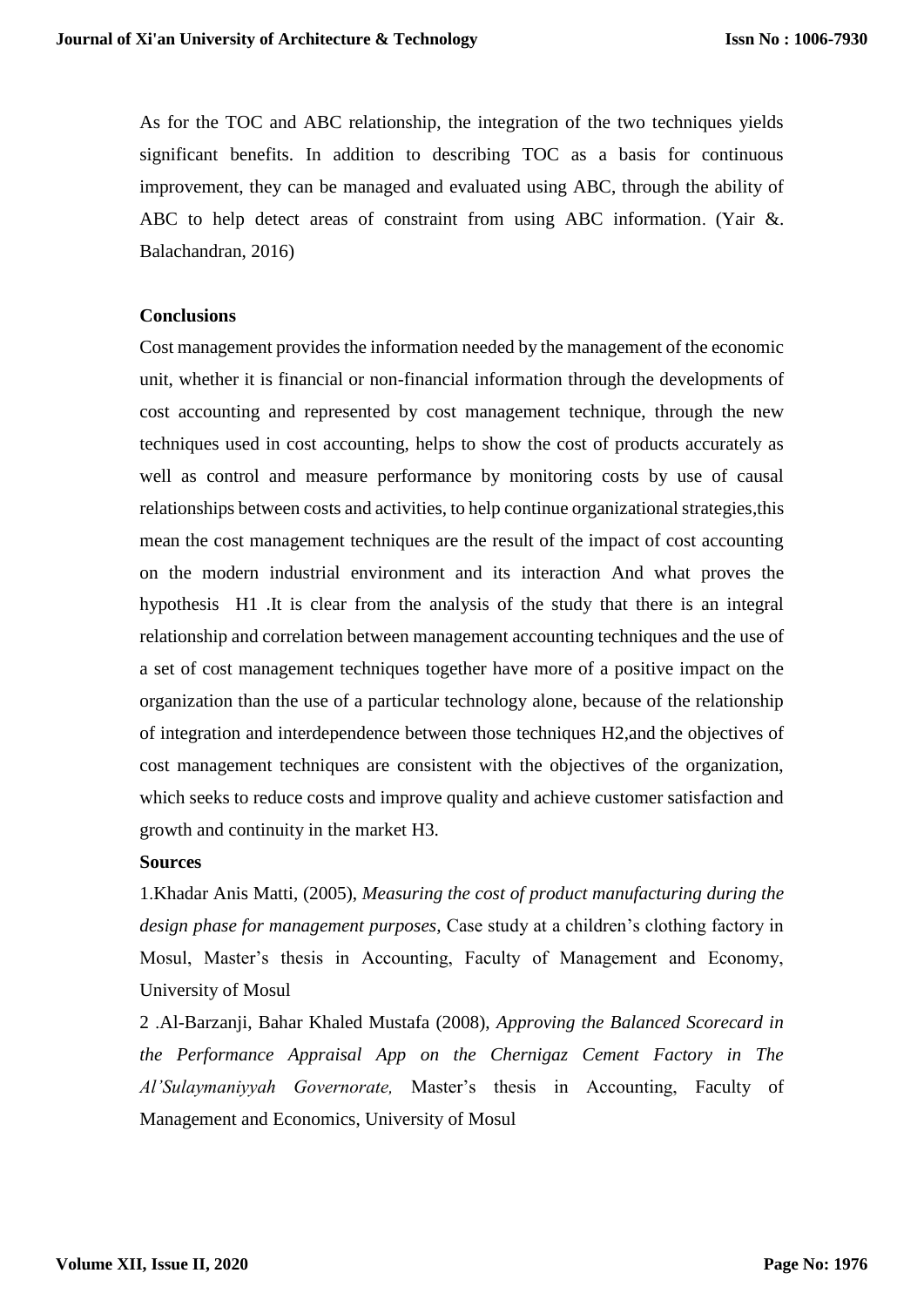As for the TOC and ABC relationship, the integration of the two techniques yields significant benefits. In addition to describing TOC as a basis for continuous improvement, they can be managed and evaluated using ABC, through the ability of ABC to help detect areas of constraint from using ABC information. (Yair &. Balachandran, 2016)

**Conclusions**

Cost management provides the information needed by the management of the economic unit, whether it is financial or non-financial information through the developments of cost accounting and represented by cost management technique, through the new techniques used in cost accounting, helps to show the cost of products accurately as well as control and measure performance by monitoring costs by use of causal relationships between costs and activities, to help continue organizational strategies,this mean the cost management techniques are the result of the impact of cost accounting on the modern industrial environment and its interaction And what proves the hypothesis H1 .It is clear from the analysis of the study that there is an integral relationship and correlation between management accounting techniques and the use of a set of cost management techniques together have more of a positive impact on the organization than the use of a particular technology alone, because of the relationship of integration and interdependence between those techniques H2,and the objectives of cost management techniques are consistent with the objectives of the organization, which seeks to reduce costs and improve quality and achieve customer satisfaction and growth and continuity in the market H3.

**Sources**

1.Khadar Anis Matti, (2005), *Measuring the cost of product manufacturing during the design phase for management purposes,* Case study at a children's clothing factory in Mosul, Master's thesis in Accounting, Faculty of Management and Economy, University of Mosul

2 .Al-Barzanji, Bahar Khaled Mustafa (2008), *Approving the Balanced Scorecard in the Performance Appraisal App on the Chernigaz Cement Factory in The Al'Sulaymaniyyah Governorate,* Master's thesis in Accounting, Faculty of Management and Economics, University of Mosul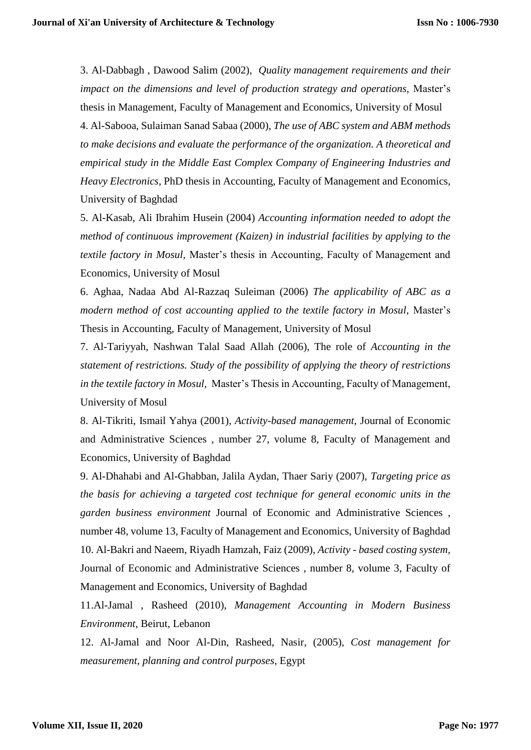3. Al-Dabbagh , Dawood Salim (2002), *Quality management requirements and their impact on the dimensions and level of production strategy and operations*, Master's thesis in Management, Faculty of Management and Economics, University of Mosul

4. Al-Sabooa, Sulaiman Sanad Sabaa (2000), *The use of ABC system and ABM methods to make decisions and evaluate the performance of the organization. A theoretical and empirical study in the Middle East Complex Company of Engineering Industries and Heavy Electronics,* PhD thesis in Accounting, Faculty of Management and Economics, University of Baghdad

5. Al-Kasab, Ali Ibrahim Husein (2004) *Accounting information needed to adopt the method of continuous improvement (Kaizen) in industrial facilities by applying to the textile factory in Mosul,* Master's thesis in Accounting, Faculty of Management and Economics, University of Mosul

6. Aghaa, Nadaa Abd Al-Razzaq Suleiman (2006) *The applicability of ABC as a modern method of cost accounting applied to the textile factory in Mosul*, Master's Thesis in Accounting, Faculty of Management, University of Mosul

7. Al-Tariyyah, Nashwan Talal Saad Allah (2006), The role of *Accounting in the statement of restrictions. Study of the possibility of applying the theory of restrictions in the textile factory in Mosul,* Master's Thesis in Accounting, Faculty of Management, University of Mosul

8. Al-Tikriti, Ismail Yahya (2001), *Activity-based management*, Journal of Economic and Administrative Sciences , number 27, volume 8, Faculty of Management and Economics, University of Baghdad

9. Al-Dhahabi and Al-Ghabban, Jalila Aydan, Thaer Sariy (2007), *Targeting price as the basis for achieving a targeted cost technique for general economic units in the garden business environment* Journal of Economic and Administrative Sciences , number 48, volume 13, Faculty of Management and Economics, University of Baghdad

10. Al-Bakri and Naeem, Riyadh Hamzah, Faiz (2009), *Activity - based costing system*, Journal of Economic and Administrative Sciences , number 8, volume 3, Faculty of Management and Economics, University of Baghdad

11.Al-Jamal , Rasheed (2010), *Management Accounting in Modern Business Environment,* Beirut, Lebanon

12. Al-Jamal and Noor Al-Din, Rasheed, Nasir, (2005), *Cost management for measurement, planning and control purposes*, Egypt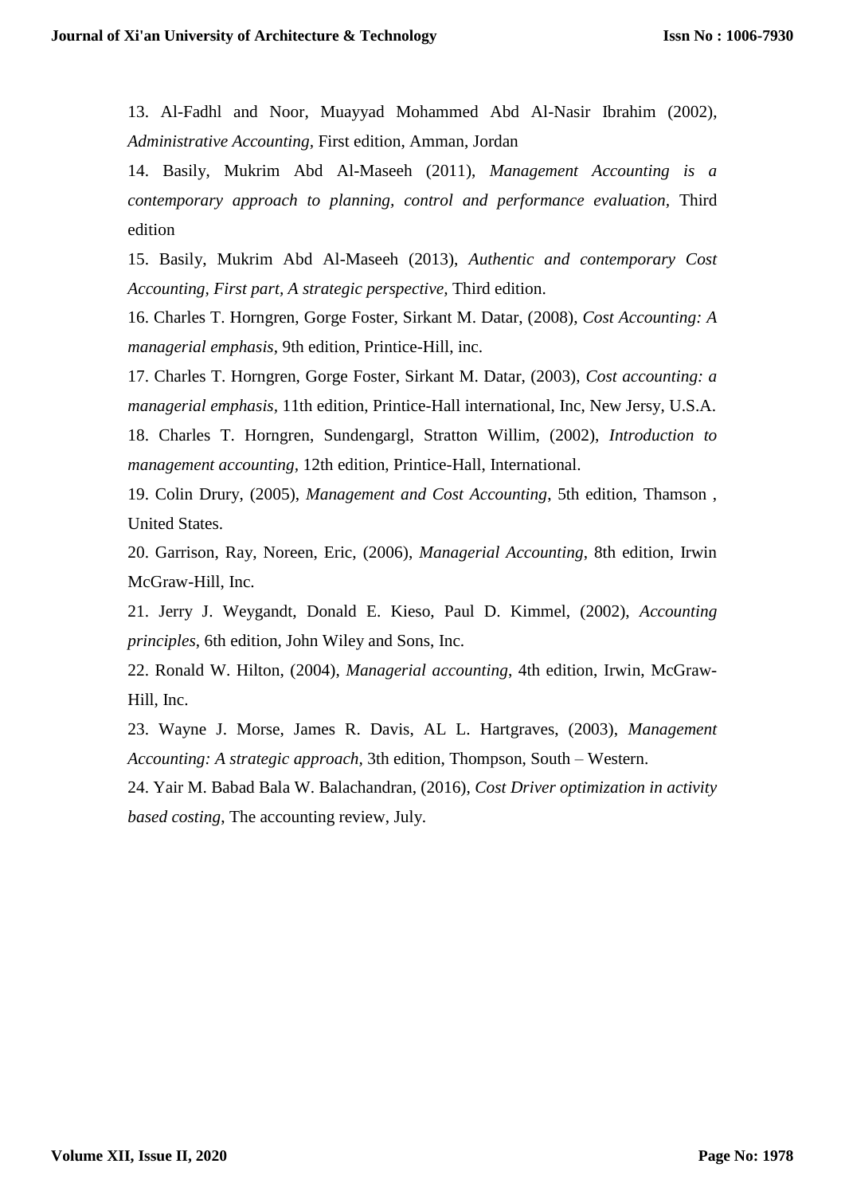13. Al-Fadhl and Noor, Muayyad Mohammed Abd Al-Nasir Ibrahim (2002), *Administrative Accounting*, First edition, Amman, Jordan

14. Basily, Mukrim Abd Al-Maseeh (2011), *Management Accounting is a contemporary approach to planning, control and performance evaluation*, Third edition

15. Basily, Mukrim Abd Al-Maseeh (2013), *Authentic and contemporary Cost Accounting, First part, A strategic perspective*, Third edition.

16. Charles T. Horngren, Gorge Foster, Sirkant M. Datar, (2008), *Cost Accounting: A managerial emphasis*, 9th edition, Printice-Hill, inc.

17. Charles T. Horngren, Gorge Foster, Sirkant M. Datar, (2003), *Cost accounting: a managerial emphasis*, 11th edition, Printice-Hall international, Inc, New Jersy, U.S.A.

18. Charles T. Horngren, Sundengargl, Stratton Willim, (2002), *Introduction to management accounting*, 12th edition, Printice-Hall, International.

19. Colin Drury, (2005), *Management and Cost Accounting*, 5th edition, Thamson , United States.

20. Garrison, Ray, Noreen, Eric, (2006), *Managerial Accounting*, 8th edition, Irwin McGraw-Hill, Inc.

21. Jerry J. Weygandt, Donald E. Kieso, Paul D. Kimmel, (2002), *Accounting principles*, 6th edition, John Wiley and Sons, Inc.

22. Ronald W. Hilton, (2004), *Managerial accounting*, 4th edition, Irwin, McGraw-Hill, Inc.

23. Wayne J. Morse, James R. Davis, AL L. Hartgraves, (2003), *Management Accounting: A strategic approach*, 3th edition, Thompson, South – Western.

24. Yair M. Babad Bala W. Balachandran, (2016), *Cost Driver optimization in activity based costing*, The accounting review, July.